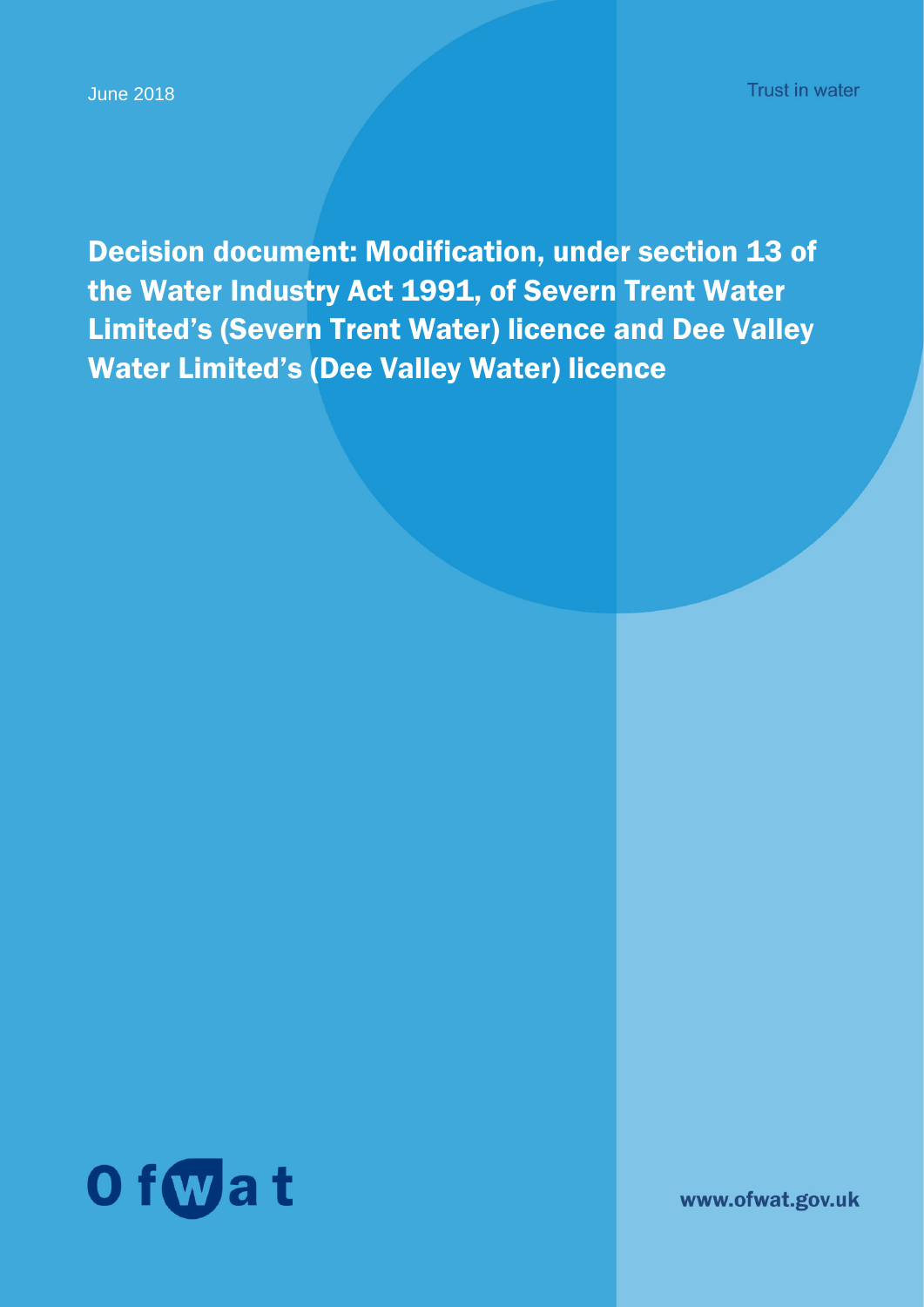June 2018

Trust in water

# Decision document: Modification, under section 13 of the Water Industry Act 1991, of Severn Trent Water Limited's (Severn Trent Water) licence and Dee Valley Water Limited's (Dee Valley Water) licence

Ofwat

www.ofwat.gov.uk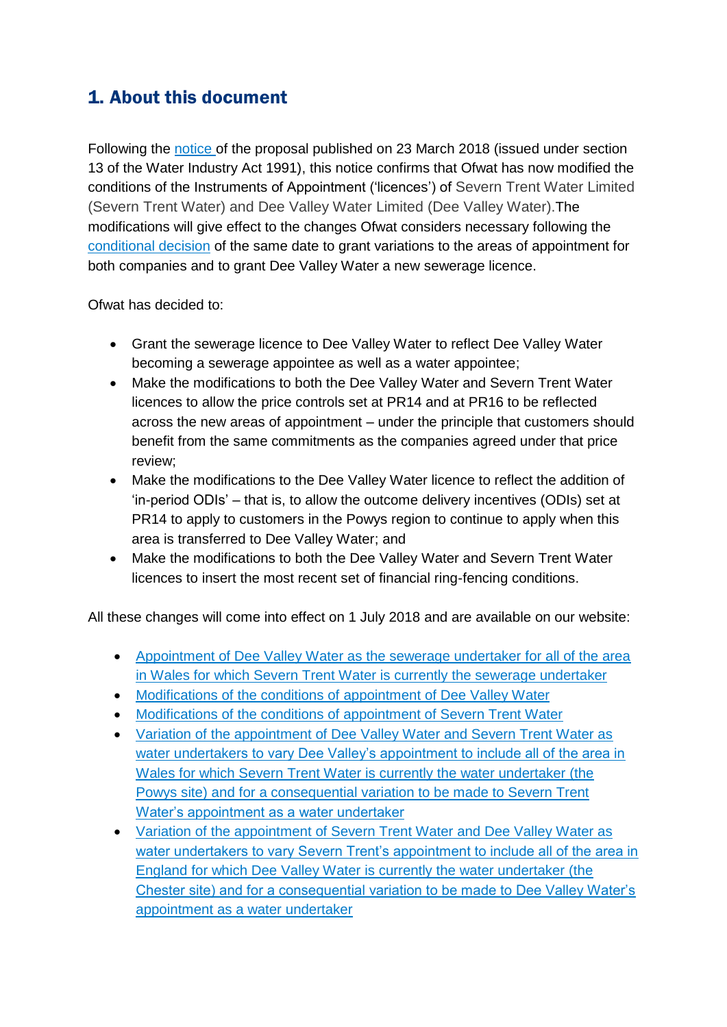## 1. About this document

Following the notice of the proposal published on 23 March 2018 (issued under section 13 of the Water Industry Act 1991), this notice confirms that Ofwat has now modified the conditions of the Instruments of Appointment ('licences') of Severn Trent Water Limited (Severn Trent Water) and Dee Valley Water Limited (Dee Valley Water).The modifications will give effect to the changes Ofwat considers necessary following the conditional decision of the same date to grant variations to the areas of appointment for both companies and to grant Dee Valley Water a new sewerage licence.

Ofwat has decided to:

- Grant the sewerage licence to Dee Valley Water to reflect Dee Valley Water becoming a sewerage appointee as well as a water appointee;
- Make the modifications to both the Dee Valley Water and Severn Trent Water licences to allow the price controls set at PR14 and at PR16 to be reflected across the new areas of appointment – under the principle that customers should benefit from the same commitments as the companies agreed under that price review;
- Make the modifications to the Dee Valley Water licence to reflect the addition of 'in-period ODIs' – that is, to allow the outcome delivery incentives (ODIs) set at PR14 to apply to customers in the Powys region to continue to apply when this area is transferred to Dee Valley Water; and
- Make the modifications to both the Dee Valley Water and Severn Trent Water licences to insert the most recent set of financial ring-fencing conditions.

All these changes will come into effect on 1 July 2018 and are available on our website:

- Appointment of Dee Valley Water as the sewerage undertaker for all of the area in Wales for which Severn Trent Water is currently the sewerage undertaker
- Modifications of the conditions of appointment of Dee Valley Water
- Modifications of the conditions of appointment of Severn Trent Water
- Variation of the appointment of Dee Valley Water and Severn Trent Water as water undertakers to vary Dee Valley's appointment to include all of the area in Wales for which Severn Trent Water is currently the water undertaker (the Powys site) and for a consequential variation to be made to Severn Trent Water's appointment as a water undertaker
- Variation of the appointment of Severn Trent Water and Dee Valley Water as water undertakers to vary Severn Trent's appointment to include all of the area in England for which Dee Valley Water is currently the water undertaker (the Chester site) and for a consequential variation to be made to Dee Valley Water's appointment as a water undertaker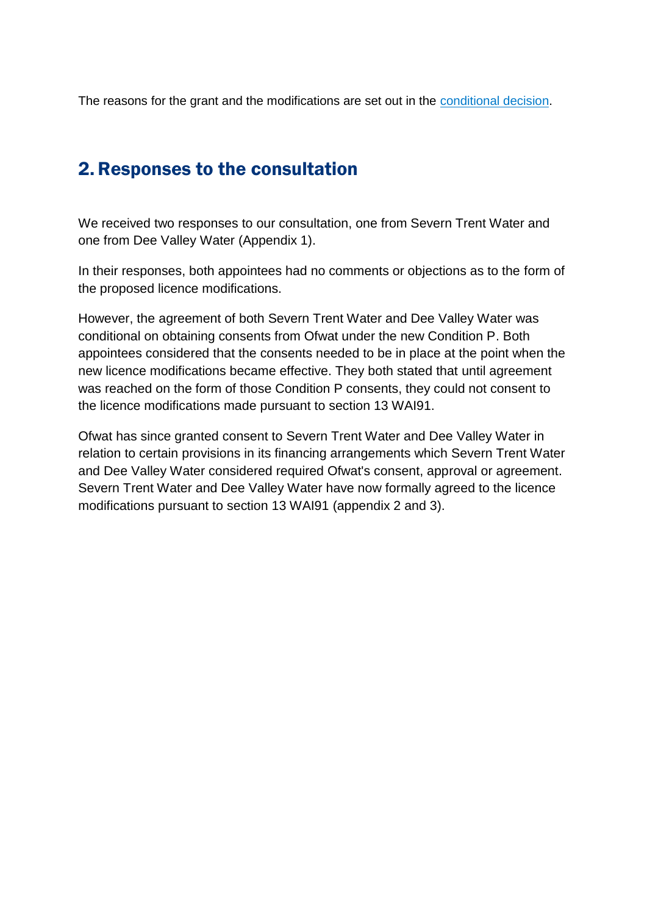The reasons for the grant and the modifications are set out in the conditional decision.

## 2. Responses to the consultation

We received two responses to our consultation, one from Severn Trent Water and one from Dee Valley Water (Appendix 1).

In their responses, both appointees had no comments or objections as to the form of the proposed licence modifications.

However, the agreement of both Severn Trent Water and Dee Valley Water was conditional on obtaining consents from Ofwat under the new Condition P. Both appointees considered that the consents needed to be in place at the point when the new licence modifications became effective. They both stated that until agreement was reached on the form of those Condition P consents, they could not consent to the licence modifications made pursuant to section 13 WAI91.

Ofwat has since granted consent to Severn Trent Water and Dee Valley Water in relation to certain provisions in its financing arrangements which Severn Trent Water and Dee Valley Water considered required Ofwat's consent, approval or agreement. Severn Trent Water and Dee Valley Water have now formally agreed to the licence modifications pursuant to section 13 WAI91 (appendix 2 and 3).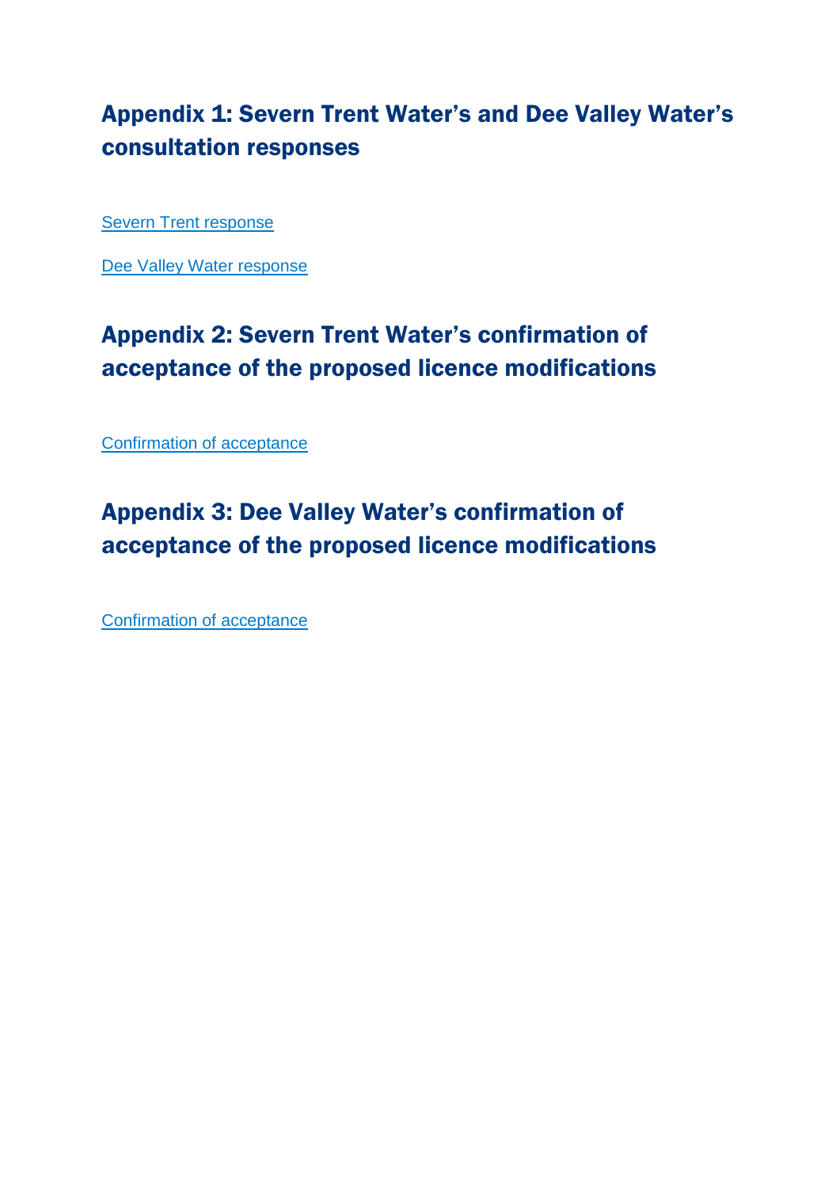## Appendix 1: Severn Trent Water's and Dee Valley Water's consultation responses

Severn Trent response

Dee Valley Water response

## Appendix 2: Severn Trent Water's confirmation of acceptance of the proposed licence modifications

Confirmation of acceptance

## Appendix 3: Dee Valley Water's confirmation of acceptance of the proposed licence modifications

Confirmation of acceptance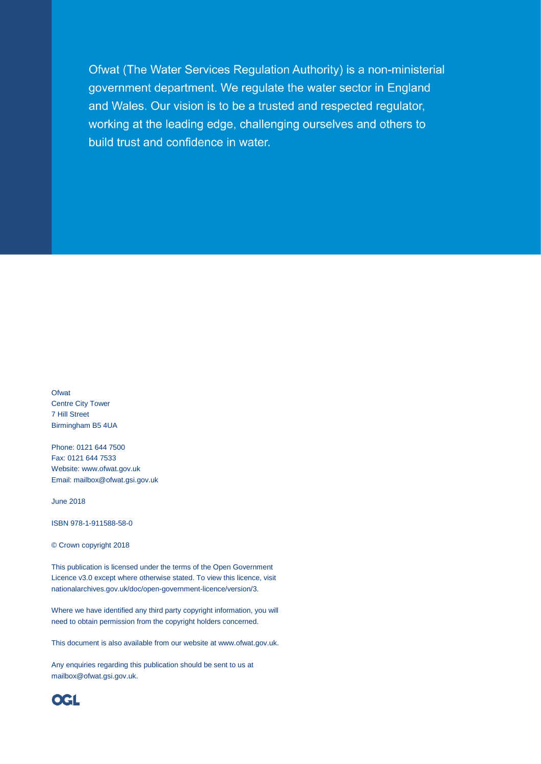Ofwat (The Water Services Regulation Authority) is a non-ministerial government department. We regulate the water sector in England and Wales. Our vision is to be a trusted and respected regulator, working at the leading edge, challenging ourselves and others to build trust and confidence in water.

Ofwat
Centre City Tower
7 Hill Street
Birmingham B5 4UA

Phone: 0121 644 7500
Fax: 0121 644 7533
Website: www.ofwat.gov.uk
Email: mailbox@ofwat.gsi.gov.uk

June 2018

ISBN 978-1-911588-58-0

© Crown copyright 2018

This publication is licensed under the terms of the Open Government Licence v3.0 except where otherwise stated. To view this licence, visit nationalarchives.gov.uk/doc/open-government-licence/version/3.

Where we have identified any third party copyright information, you will need to obtain permission from the copyright holders concerned.

This document is also available from our website at www.ofwat.gov.uk.

Any enquiries regarding this publication should be sent to us at mailbox@ofwat.gsi.gov.uk.

OGL